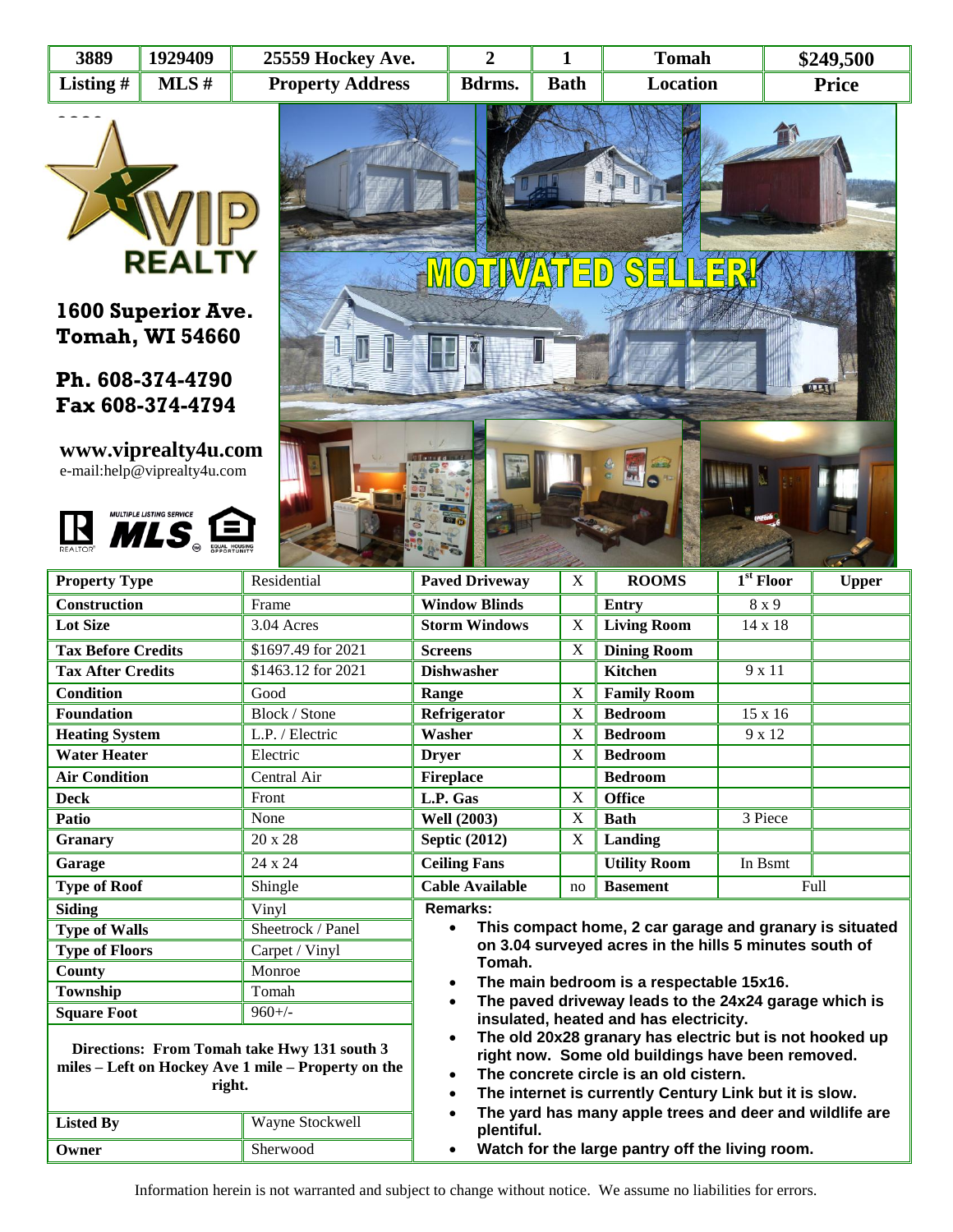| 3889 | 1929409 | 25559 Hockey Ave. | 2 | 1 | Tomah | $249,500 |
|---|---|---|---|---|---|---|
| Listing # | MLS # | Property Address | Bdrms. | Bath | Location | Price |

VIP REALTY

**1600 Superior Ave.**
**Tomah, WI 54660**

**Ph. 608-374-4790**
**Fax 608-374-4794**

**www.viprealty4u.com**
e-mail:help@viprealty4u.com

MOTIVATED SELLER!

| Property Type | Residential | Paved Driveway | X | ROOMS | 1st Floor | Upper |
|---|---|---|---|---|---|---|
| Construction | Frame | Window Blinds | | Entry | 8 x 9 | |
| Lot Size | 3.04 Acres | Storm Windows | X | Living Room | 14 x 18 | |
| Tax Before Credits | $1697.49 for 2021 | Screens | X | Dining Room | | |
| Tax After Credits | $1463.12 for 2021 | Dishwasher | | Kitchen | 9 x 11 | |
| Condition | Good | Range | X | Family Room | | |
| Foundation | Block / Stone | Refrigerator | X | Bedroom | 15 x 16 | |
| Heating System | L.P. / Electric | Washer | X | Bedroom | 9 x 12 | |
| Water Heater | Electric | Dryer | X | Bedroom | | |
| Air Condition | Central Air | Fireplace | | Bedroom | | |
| Deck | Front | L.P. Gas | X | Office | | |
| Patio | None | Well (2003) | X | Bath | 3 Piece | |
| Granary | 20 x 28 | Septic (2012) | X | Landing | | |
| Garage | 24 x 24 | Ceiling Fans | | Utility Room | In Bsmt | |
| Type of Roof | Shingle | Cable Available | no | Basement | Full | |

| Siding | Vinyl |
|---|---|
| Type of Walls | Sheetrock / Panel |
| Type of Floors | Carpet / Vinyl |
| County | Monroe |
| Township | Tomah |
| Square Foot | 960+/- |

**Directions: From Tomah take Hwy 131 south 3 miles – Left on Hockey Ave 1 mile – Property on the right.**

| Listed By | Wayne Stockwell |
|---|---|
| Owner | Sherwood |

**Remarks:**

- **This compact home, 2 car garage and granary is situated on 3.04 surveyed acres in the hills 5 minutes south of Tomah.**
- **The main bedroom is a respectable 15x16.**
- **The paved driveway leads to the 24x24 garage which is insulated, heated and has electricity.**
- **The old 20x28 granary has electric but is not hooked up right now. Some old buildings have been removed.**
- **The concrete circle is an old cistern.**
- **The internet is currently Century Link but it is slow.**
- **The yard has many apple trees and deer and wildlife are plentiful.**
- **Watch for the large pantry off the living room.**

Information herein is not warranted and subject to change without notice. We assume no liabilities for errors.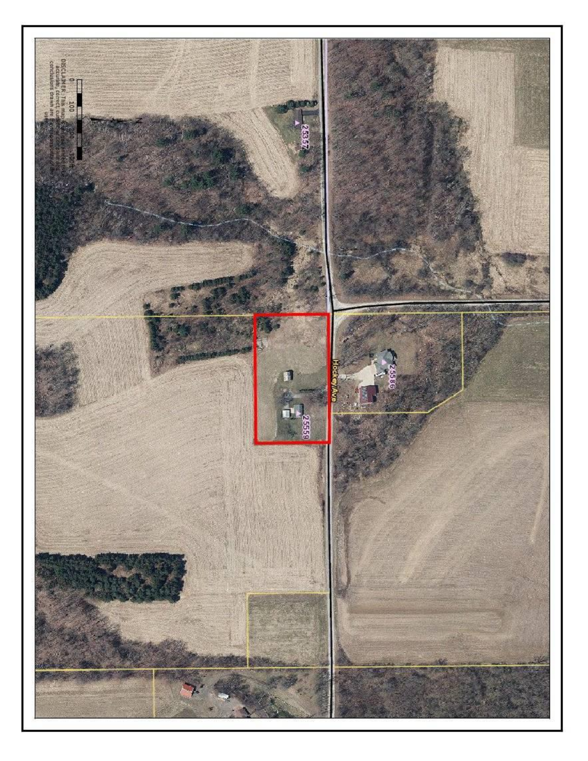2357

Hockey Ave

2586

2559

0 100 200 Feet

DISCLAIMER: This map is not guaranteed to be accurate, correct, current, or complete and conclusions drawn are the responsibility of the user.